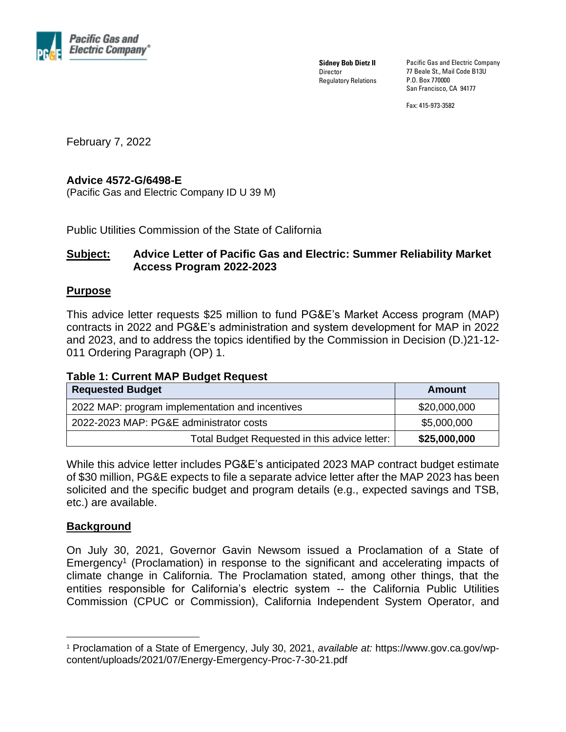Pacific Gas and Electric Company®

**Sidney Bob Dietz II**
Director
Regulatory Relations

Pacific Gas and Electric Company
77 Beale St., Mail Code B13U
P.O. Box 770000
San Francisco, CA 94177

Fax: 415-973-3582

February 7, 2022

**Advice 4572-G/6498-E**
(Pacific Gas and Electric Company ID U 39 M)

Public Utilities Commission of the State of California

**Subject: Advice Letter of Pacific Gas and Electric: Summer Reliability Market Access Program 2022-2023**

## Purpose

This advice letter requests $25 million to fund PG&E's Market Access program (MAP) contracts in 2022 and PG&E's administration and system development for MAP in 2022 and 2023, and to address the topics identified by the Commission in Decision (D.)21-12-011 Ordering Paragraph (OP) 1.

**Table 1: Current MAP Budget Request**

| Requested Budget | Amount |
|---|---|
| 2022 MAP: program implementation and incentives | $20,000,000 |
| 2022-2023 MAP: PG&E administrator costs | $5,000,000 |
| Total Budget Requested in this advice letter: | **$25,000,000** |

While this advice letter includes PG&E's anticipated 2023 MAP contract budget estimate of $30 million, PG&E expects to file a separate advice letter after the MAP 2023 has been solicited and the specific budget and program details (e.g., expected savings and TSB, etc.) are available.

## Background

On July 30, 2021, Governor Gavin Newsom issued a Proclamation of a State of Emergency[1] (Proclamation) in response to the significant and accelerating impacts of climate change in California. The Proclamation stated, among other things, that the entities responsible for California's electric system -- the California Public Utilities Commission (CPUC or Commission), California Independent System Operator, and

[1] Proclamation of a State of Emergency, July 30, 2021, *available at:* https://www.gov.ca.gov/wp-content/uploads/2021/07/Energy-Emergency-Proc-7-30-21.pdf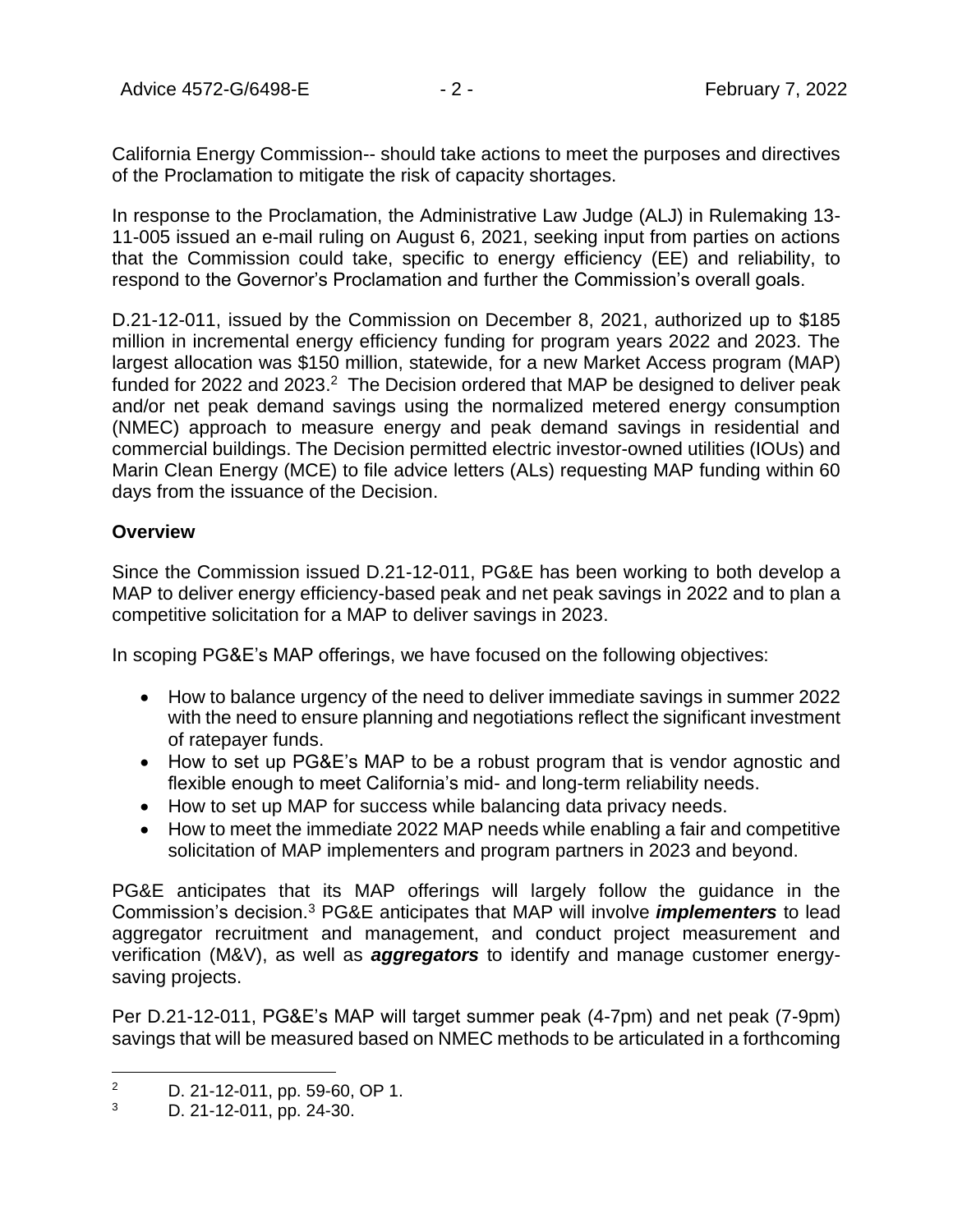California Energy Commission-- should take actions to meet the purposes and directives of the Proclamation to mitigate the risk of capacity shortages.

In response to the Proclamation, the Administrative Law Judge (ALJ) in Rulemaking 13-11-005 issued an e-mail ruling on August 6, 2021, seeking input from parties on actions that the Commission could take, specific to energy efficiency (EE) and reliability, to respond to the Governor's Proclamation and further the Commission's overall goals.

D.21-12-011, issued by the Commission on December 8, 2021, authorized up to $185 million in incremental energy efficiency funding for program years 2022 and 2023. The largest allocation was $150 million, statewide, for a new Market Access program (MAP) funded for 2022 and 2023.[2] The Decision ordered that MAP be designed to deliver peak and/or net peak demand savings using the normalized metered energy consumption (NMEC) approach to measure energy and peak demand savings in residential and commercial buildings. The Decision permitted electric investor-owned utilities (IOUs) and Marin Clean Energy (MCE) to file advice letters (ALs) requesting MAP funding within 60 days from the issuance of the Decision.

**Overview**

Since the Commission issued D.21-12-011, PG&E has been working to both develop a MAP to deliver energy efficiency-based peak and net peak savings in 2022 and to plan a competitive solicitation for a MAP to deliver savings in 2023.

In scoping PG&E's MAP offerings, we have focused on the following objectives:

- How to balance urgency of the need to deliver immediate savings in summer 2022 with the need to ensure planning and negotiations reflect the significant investment of ratepayer funds.
- How to set up PG&E's MAP to be a robust program that is vendor agnostic and flexible enough to meet California's mid- and long-term reliability needs.
- How to set up MAP for success while balancing data privacy needs.
- How to meet the immediate 2022 MAP needs while enabling a fair and competitive solicitation of MAP implementers and program partners in 2023 and beyond.

PG&E anticipates that its MAP offerings will largely follow the guidance in the Commission's decision.[3] PG&E anticipates that MAP will involve ***implementers*** to lead aggregator recruitment and management, and conduct project measurement and verification (M&V), as well as ***aggregators*** to identify and manage customer energy-saving projects.

Per D.21-12-011, PG&E's MAP will target summer peak (4-7pm) and net peak (7-9pm) savings that will be measured based on NMEC methods to be articulated in a forthcoming

---

[2] D. 21-12-011, pp. 59-60, OP 1.

[3] D. 21-12-011, pp. 24-30.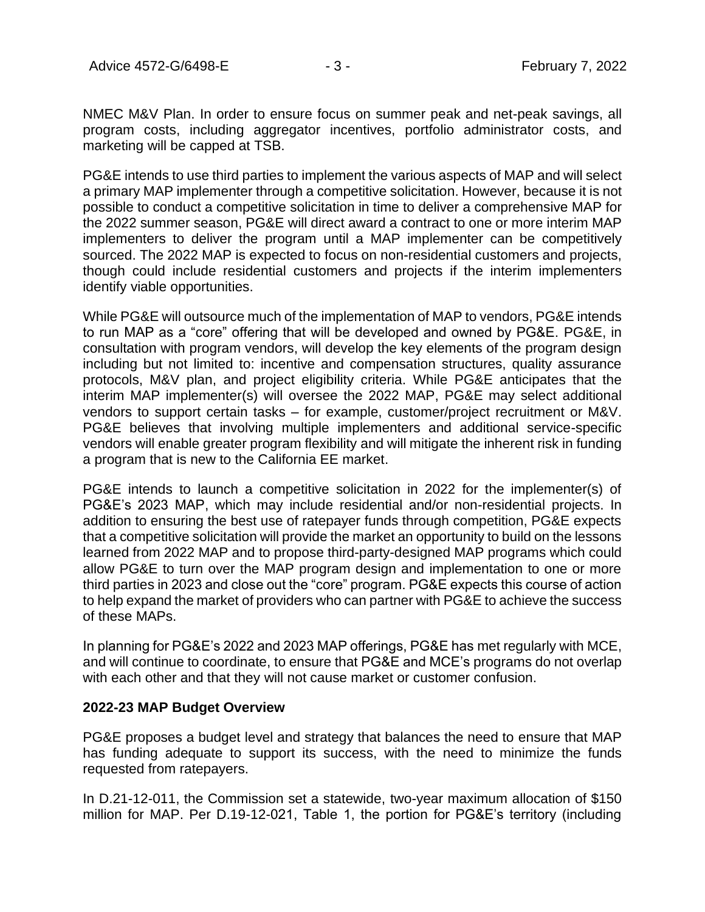NMEC M&V Plan. In order to ensure focus on summer peak and net-peak savings, all program costs, including aggregator incentives, portfolio administrator costs, and marketing will be capped at TSB.

PG&E intends to use third parties to implement the various aspects of MAP and will select a primary MAP implementer through a competitive solicitation. However, because it is not possible to conduct a competitive solicitation in time to deliver a comprehensive MAP for the 2022 summer season, PG&E will direct award a contract to one or more interim MAP implementers to deliver the program until a MAP implementer can be competitively sourced. The 2022 MAP is expected to focus on non-residential customers and projects, though could include residential customers and projects if the interim implementers identify viable opportunities.

While PG&E will outsource much of the implementation of MAP to vendors, PG&E intends to run MAP as a "core" offering that will be developed and owned by PG&E. PG&E, in consultation with program vendors, will develop the key elements of the program design including but not limited to: incentive and compensation structures, quality assurance protocols, M&V plan, and project eligibility criteria. While PG&E anticipates that the interim MAP implementer(s) will oversee the 2022 MAP, PG&E may select additional vendors to support certain tasks – for example, customer/project recruitment or M&V. PG&E believes that involving multiple implementers and additional service-specific vendors will enable greater program flexibility and will mitigate the inherent risk in funding a program that is new to the California EE market.

PG&E intends to launch a competitive solicitation in 2022 for the implementer(s) of PG&E's 2023 MAP, which may include residential and/or non-residential projects. In addition to ensuring the best use of ratepayer funds through competition, PG&E expects that a competitive solicitation will provide the market an opportunity to build on the lessons learned from 2022 MAP and to propose third-party-designed MAP programs which could allow PG&E to turn over the MAP program design and implementation to one or more third parties in 2023 and close out the "core" program. PG&E expects this course of action to help expand the market of providers who can partner with PG&E to achieve the success of these MAPs.

In planning for PG&E's 2022 and 2023 MAP offerings, PG&E has met regularly with MCE, and will continue to coordinate, to ensure that PG&E and MCE's programs do not overlap with each other and that they will not cause market or customer confusion.

**2022-23 MAP Budget Overview**

PG&E proposes a budget level and strategy that balances the need to ensure that MAP has funding adequate to support its success, with the need to minimize the funds requested from ratepayers.

In D.21-12-011, the Commission set a statewide, two-year maximum allocation of $150 million for MAP. Per D.19-12-021, Table 1, the portion for PG&E's territory (including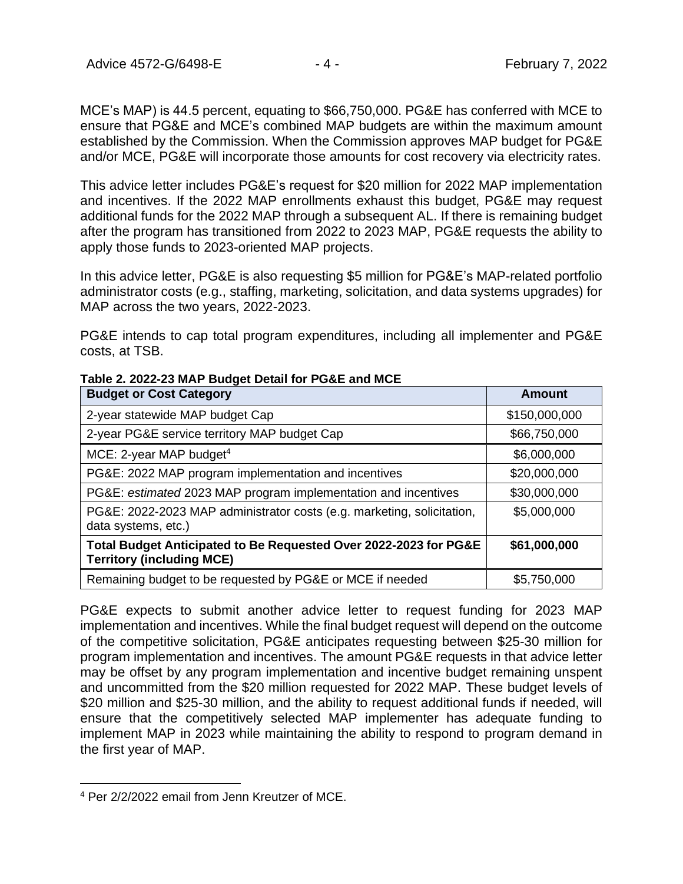MCE's MAP) is 44.5 percent, equating to $66,750,000. PG&E has conferred with MCE to ensure that PG&E and MCE's combined MAP budgets are within the maximum amount established by the Commission. When the Commission approves MAP budget for PG&E and/or MCE, PG&E will incorporate those amounts for cost recovery via electricity rates.

This advice letter includes PG&E's request for $20 million for 2022 MAP implementation and incentives. If the 2022 MAP enrollments exhaust this budget, PG&E may request additional funds for the 2022 MAP through a subsequent AL. If there is remaining budget after the program has transitioned from 2022 to 2023 MAP, PG&E requests the ability to apply those funds to 2023-oriented MAP projects.

In this advice letter, PG&E is also requesting $5 million for PG&E's MAP-related portfolio administrator costs (e.g., staffing, marketing, solicitation, and data systems upgrades) for MAP across the two years, 2022-2023.

PG&E intends to cap total program expenditures, including all implementer and PG&E costs, at TSB.

**Table 2. 2022-23 MAP Budget Detail for PG&E and MCE**

| Budget or Cost Category | Amount |
| --- | --- |
| 2-year statewide MAP budget Cap | $150,000,000 |
| 2-year PG&E service territory MAP budget Cap | $66,750,000 |
| MCE: 2-year MAP budget[4] | $6,000,000 |
| PG&E: 2022 MAP program implementation and incentives | $20,000,000 |
| PG&E: *estimated* 2023 MAP program implementation and incentives | $30,000,000 |
| PG&E: 2022-2023 MAP administrator costs (e.g. marketing, solicitation, data systems, etc.) | $5,000,000 |
| **Total Budget Anticipated to Be Requested Over 2022-2023 for PG&E Territory (including MCE)** | **$61,000,000** |
| Remaining budget to be requested by PG&E or MCE if needed | $5,750,000 |

PG&E expects to submit another advice letter to request funding for 2023 MAP implementation and incentives. While the final budget request will depend on the outcome of the competitive solicitation, PG&E anticipates requesting between $25-30 million for program implementation and incentives. The amount PG&E requests in that advice letter may be offset by any program implementation and incentive budget remaining unspent and uncommitted from the $20 million requested for 2022 MAP. These budget levels of $20 million and $25-30 million, and the ability to request additional funds if needed, will ensure that the competitively selected MAP implementer has adequate funding to implement MAP in 2023 while maintaining the ability to respond to program demand in the first year of MAP.

[4] Per 2/2/2022 email from Jenn Kreutzer of MCE.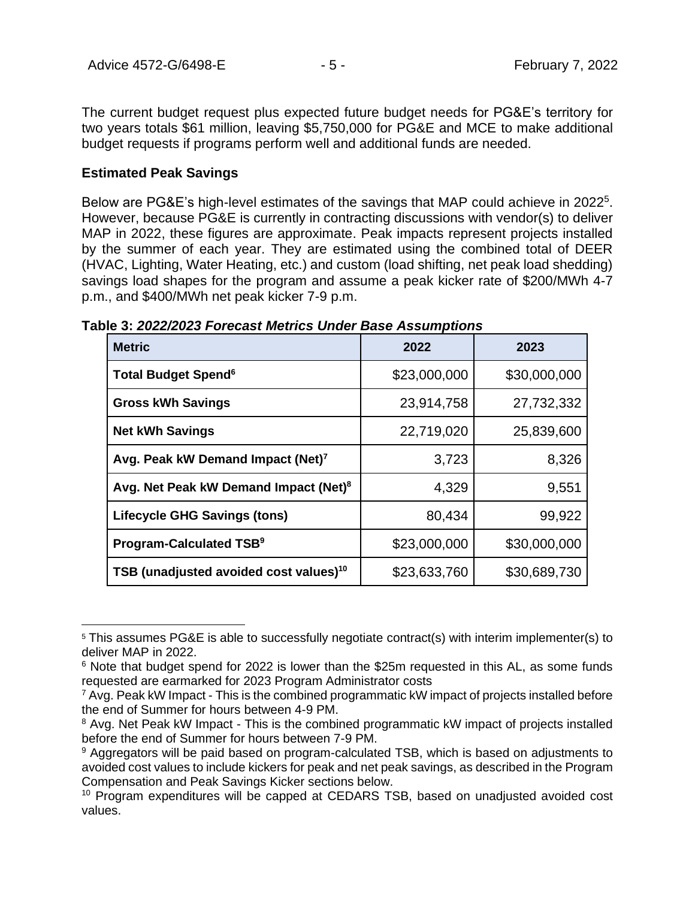The current budget request plus expected future budget needs for PG&E's territory for two years totals $61 million, leaving $5,750,000 for PG&E and MCE to make additional budget requests if programs perform well and additional funds are needed.

**Estimated Peak Savings**

Below are PG&E's high-level estimates of the savings that MAP could achieve in 2022[5]. However, because PG&E is currently in contracting discussions with vendor(s) to deliver MAP in 2022, these figures are approximate. Peak impacts represent projects installed by the summer of each year. They are estimated using the combined total of DEER (HVAC, Lighting, Water Heating, etc.) and custom (load shifting, net peak load shedding) savings load shapes for the program and assume a peak kicker rate of $200/MWh 4-7 p.m., and $400/MWh net peak kicker 7-9 p.m.

**Table 3:** ***2022/2023 Forecast Metrics Under Base Assumptions***

| Metric | 2022 | 2023 |
| --- | --- | --- |
| **Total Budget Spend[6]** | $23,000,000 | $30,000,000 |
| **Gross kWh Savings** | 23,914,758 | 27,732,332 |
| **Net kWh Savings** | 22,719,020 | 25,839,600 |
| **Avg. Peak kW Demand Impact (Net)[7]** | 3,723 | 8,326 |
| **Avg. Net Peak kW Demand Impact (Net)[8]** | 4,329 | 9,551 |
| **Lifecycle GHG Savings (tons)** | 80,434 | 99,922 |
| **Program-Calculated TSB[9]** | $23,000,000 | $30,000,000 |
| **TSB (unadjusted avoided cost values)[10]** | $23,633,760 | $30,689,730 |

[5] This assumes PG&E is able to successfully negotiate contract(s) with interim implementer(s) to deliver MAP in 2022.

[6] Note that budget spend for 2022 is lower than the $25m requested in this AL, as some funds requested are earmarked for 2023 Program Administrator costs

[7] Avg. Peak kW Impact - This is the combined programmatic kW impact of projects installed before the end of Summer for hours between 4-9 PM.

[8] Avg. Net Peak kW Impact - This is the combined programmatic kW impact of projects installed before the end of Summer for hours between 7-9 PM.

[9] Aggregators will be paid based on program-calculated TSB, which is based on adjustments to avoided cost values to include kickers for peak and net peak savings, as described in the Program Compensation and Peak Savings Kicker sections below.

[10] Program expenditures will be capped at CEDARS TSB, based on unadjusted avoided cost values.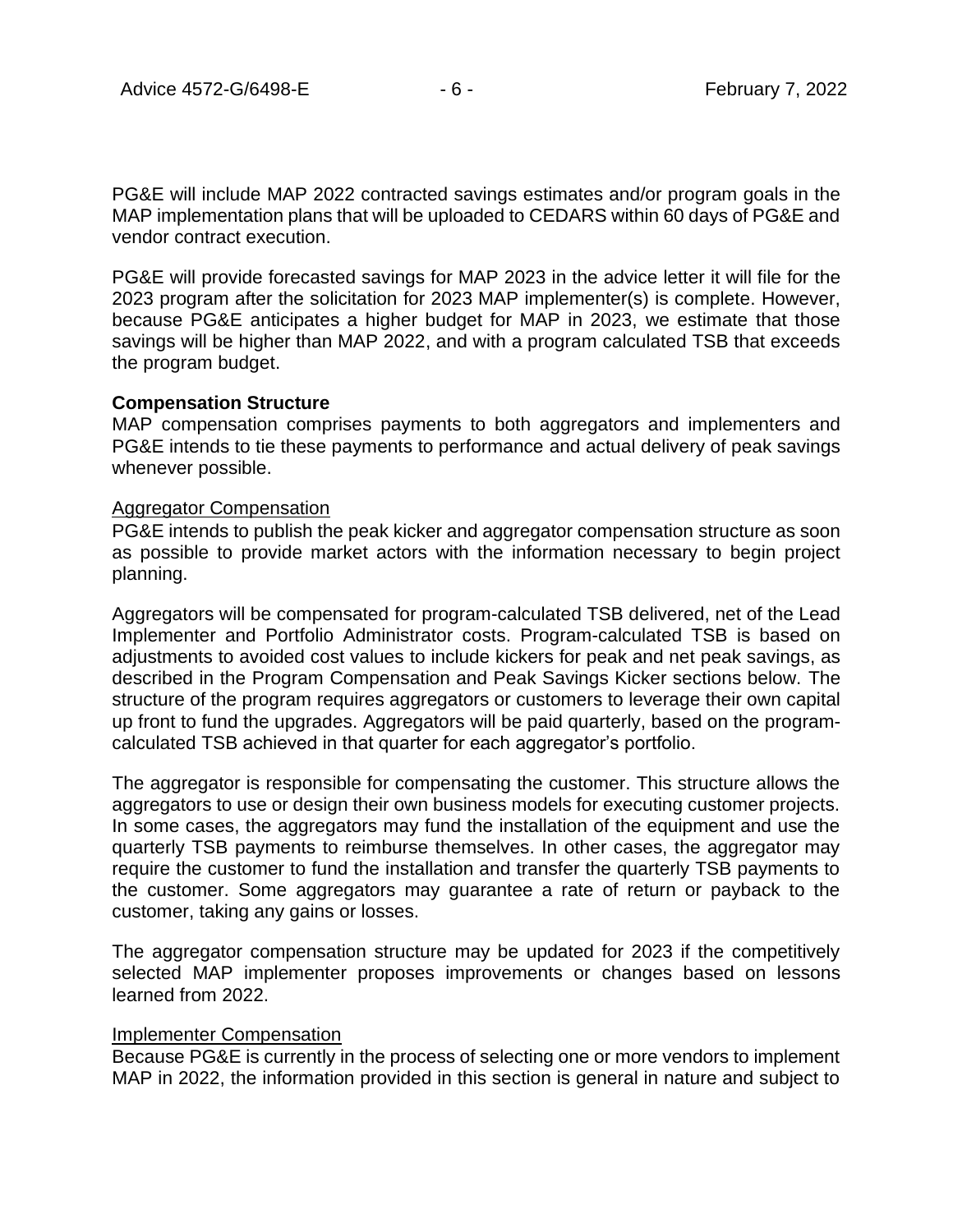PG&E will include MAP 2022 contracted savings estimates and/or program goals in the MAP implementation plans that will be uploaded to CEDARS within 60 days of PG&E and vendor contract execution.

PG&E will provide forecasted savings for MAP 2023 in the advice letter it will file for the 2023 program after the solicitation for 2023 MAP implementer(s) is complete. However, because PG&E anticipates a higher budget for MAP in 2023, we estimate that those savings will be higher than MAP 2022, and with a program calculated TSB that exceeds the program budget.

**Compensation Structure**

MAP compensation comprises payments to both aggregators and implementers and PG&E intends to tie these payments to performance and actual delivery of peak savings whenever possible.

<u>Aggregator Compensation</u>

PG&E intends to publish the peak kicker and aggregator compensation structure as soon as possible to provide market actors with the information necessary to begin project planning.

Aggregators will be compensated for program-calculated TSB delivered, net of the Lead Implementer and Portfolio Administrator costs. Program-calculated TSB is based on adjustments to avoided cost values to include kickers for peak and net peak savings, as described in the Program Compensation and Peak Savings Kicker sections below. The structure of the program requires aggregators or customers to leverage their own capital up front to fund the upgrades. Aggregators will be paid quarterly, based on the program-calculated TSB achieved in that quarter for each aggregator's portfolio.

The aggregator is responsible for compensating the customer. This structure allows the aggregators to use or design their own business models for executing customer projects. In some cases, the aggregators may fund the installation of the equipment and use the quarterly TSB payments to reimburse themselves. In other cases, the aggregator may require the customer to fund the installation and transfer the quarterly TSB payments to the customer. Some aggregators may guarantee a rate of return or payback to the customer, taking any gains or losses.

The aggregator compensation structure may be updated for 2023 if the competitively selected MAP implementer proposes improvements or changes based on lessons learned from 2022.

<u>Implementer Compensation</u>

Because PG&E is currently in the process of selecting one or more vendors to implement MAP in 2022, the information provided in this section is general in nature and subject to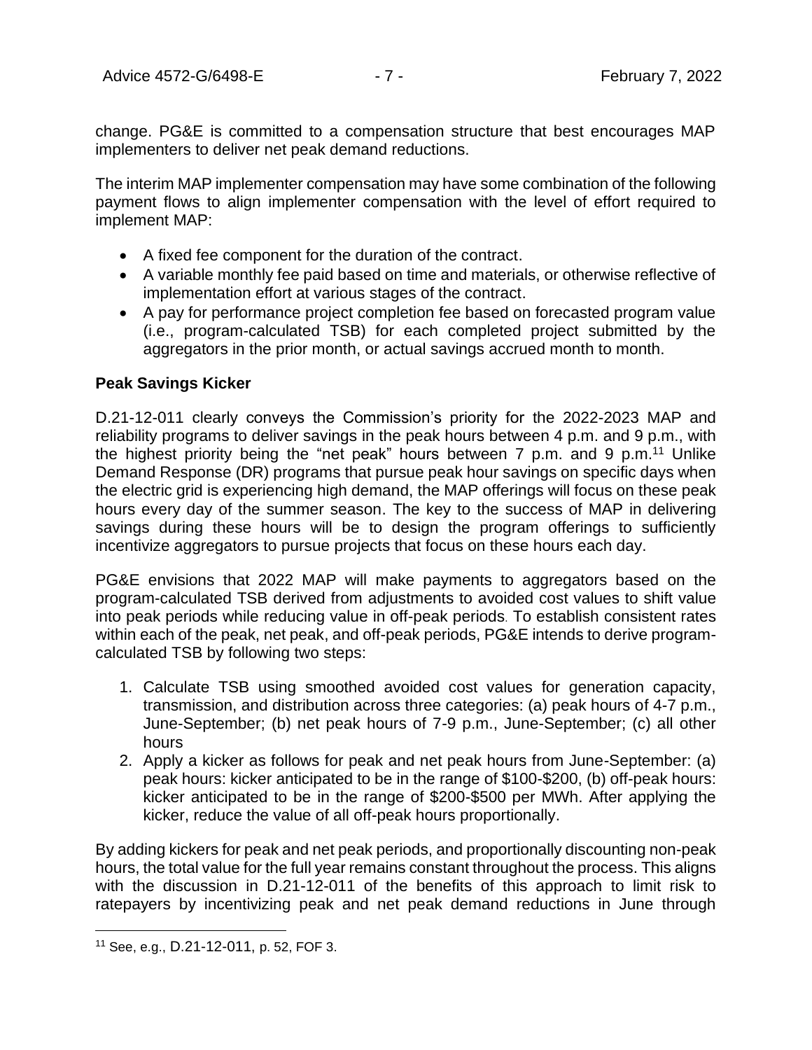change. PG&E is committed to a compensation structure that best encourages MAP implementers to deliver net peak demand reductions.

The interim MAP implementer compensation may have some combination of the following payment flows to align implementer compensation with the level of effort required to implement MAP:

- A fixed fee component for the duration of the contract.
- A variable monthly fee paid based on time and materials, or otherwise reflective of implementation effort at various stages of the contract.
- A pay for performance project completion fee based on forecasted program value (i.e., program-calculated TSB) for each completed project submitted by the aggregators in the prior month, or actual savings accrued month to month.

**Peak Savings Kicker**

D.21-12-011 clearly conveys the Commission's priority for the 2022-2023 MAP and reliability programs to deliver savings in the peak hours between 4 p.m. and 9 p.m., with the highest priority being the "net peak" hours between 7 p.m. and 9 p.m.[11] Unlike Demand Response (DR) programs that pursue peak hour savings on specific days when the electric grid is experiencing high demand, the MAP offerings will focus on these peak hours every day of the summer season. The key to the success of MAP in delivering savings during these hours will be to design the program offerings to sufficiently incentivize aggregators to pursue projects that focus on these hours each day.

PG&E envisions that 2022 MAP will make payments to aggregators based on the program-calculated TSB derived from adjustments to avoided cost values to shift value into peak periods while reducing value in off-peak periods. To establish consistent rates within each of the peak, net peak, and off-peak periods, PG&E intends to derive program-calculated TSB by following two steps:

1. Calculate TSB using smoothed avoided cost values for generation capacity, transmission, and distribution across three categories: (a) peak hours of 4-7 p.m., June-September; (b) net peak hours of 7-9 p.m., June-September; (c) all other hours
2. Apply a kicker as follows for peak and net peak hours from June-September: (a) peak hours: kicker anticipated to be in the range of $100-$200, (b) off-peak hours: kicker anticipated to be in the range of $200-$500 per MWh. After applying the kicker, reduce the value of all off-peak hours proportionally.

By adding kickers for peak and net peak periods, and proportionally discounting non-peak hours, the total value for the full year remains constant throughout the process. This aligns with the discussion in D.21-12-011 of the benefits of this approach to limit risk to ratepayers by incentivizing peak and net peak demand reductions in June through

[11] See, e.g., D.21-12-011, p. 52, FOF 3.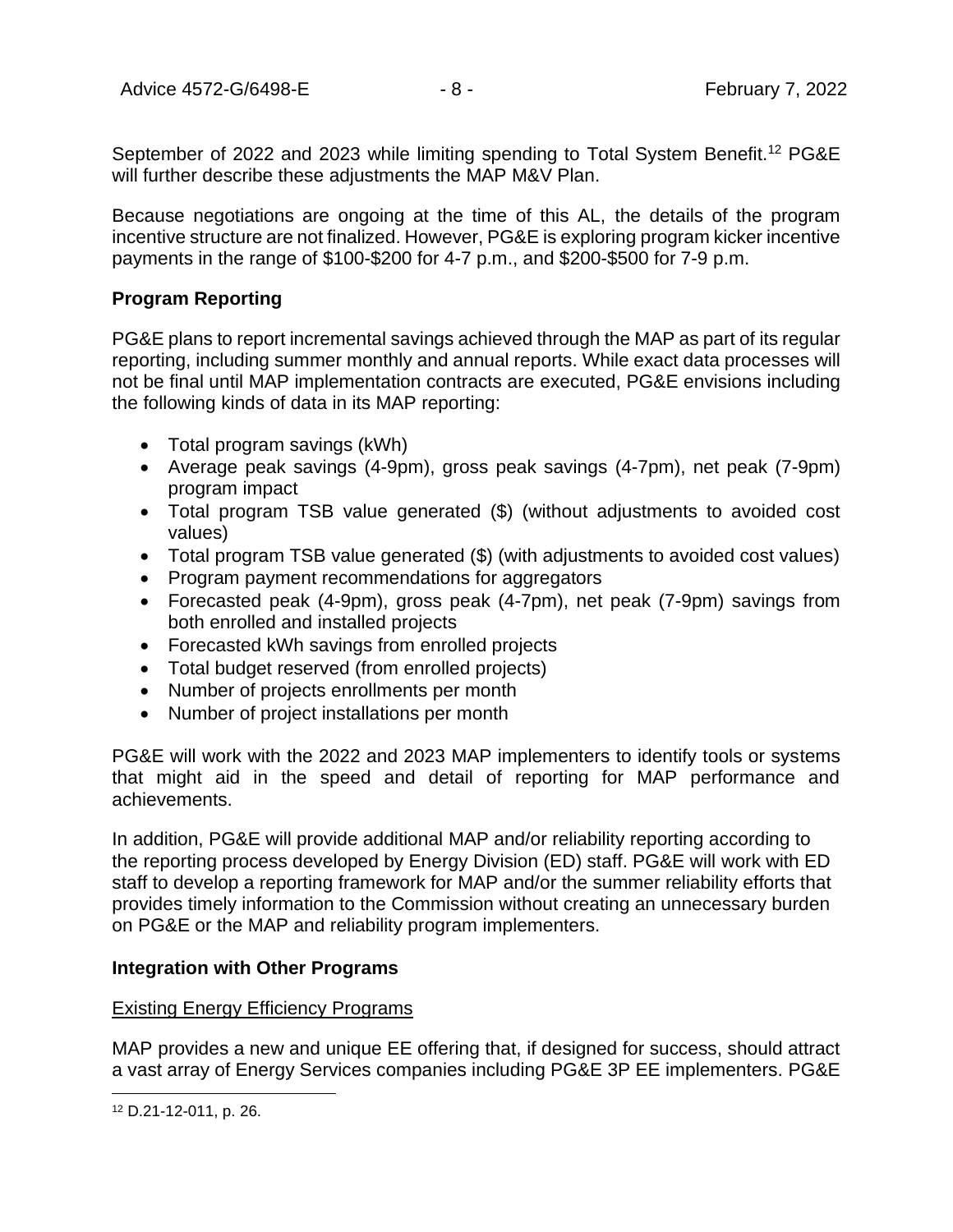September of 2022 and 2023 while limiting spending to Total System Benefit.[12] PG&E will further describe these adjustments the MAP M&V Plan.

Because negotiations are ongoing at the time of this AL, the details of the program incentive structure are not finalized. However, PG&E is exploring program kicker incentive payments in the range of $100-$200 for 4-7 p.m., and $200-$500 for 7-9 p.m.

**Program Reporting**

PG&E plans to report incremental savings achieved through the MAP as part of its regular reporting, including summer monthly and annual reports. While exact data processes will not be final until MAP implementation contracts are executed, PG&E envisions including the following kinds of data in its MAP reporting:

- Total program savings (kWh)
- Average peak savings (4-9pm), gross peak savings (4-7pm), net peak (7-9pm) program impact
- Total program TSB value generated ($) (without adjustments to avoided cost values)
- Total program TSB value generated ($) (with adjustments to avoided cost values)
- Program payment recommendations for aggregators
- Forecasted peak (4-9pm), gross peak (4-7pm), net peak (7-9pm) savings from both enrolled and installed projects
- Forecasted kWh savings from enrolled projects
- Total budget reserved (from enrolled projects)
- Number of projects enrollments per month
- Number of project installations per month

PG&E will work with the 2022 and 2023 MAP implementers to identify tools or systems that might aid in the speed and detail of reporting for MAP performance and achievements.

In addition, PG&E will provide additional MAP and/or reliability reporting according to the reporting process developed by Energy Division (ED) staff. PG&E will work with ED staff to develop a reporting framework for MAP and/or the summer reliability efforts that provides timely information to the Commission without creating an unnecessary burden on PG&E or the MAP and reliability program implementers.

**Integration with Other Programs**

Existing Energy Efficiency Programs

MAP provides a new and unique EE offering that, if designed for success, should attract a vast array of Energy Services companies including PG&E 3P EE implementers. PG&E

[12] D.21-12-011, p. 26.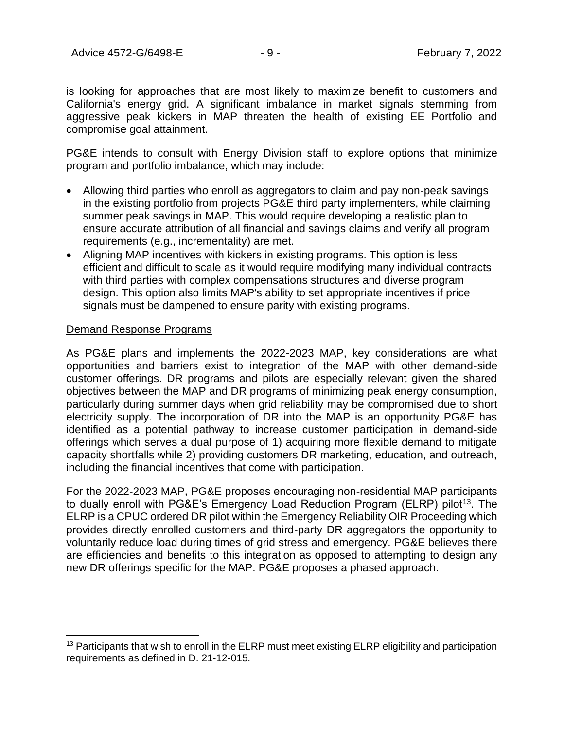is looking for approaches that are most likely to maximize benefit to customers and California's energy grid. A significant imbalance in market signals stemming from aggressive peak kickers in MAP threaten the health of existing EE Portfolio and compromise goal attainment.

PG&E intends to consult with Energy Division staff to explore options that minimize program and portfolio imbalance, which may include:

- Allowing third parties who enroll as aggregators to claim and pay non-peak savings in the existing portfolio from projects PG&E third party implementers, while claiming summer peak savings in MAP. This would require developing a realistic plan to ensure accurate attribution of all financial and savings claims and verify all program requirements (e.g., incrementality) are met.
- Aligning MAP incentives with kickers in existing programs. This option is less efficient and difficult to scale as it would require modifying many individual contracts with third parties with complex compensations structures and diverse program design. This option also limits MAP's ability to set appropriate incentives if price signals must be dampened to ensure parity with existing programs.

Demand Response Programs

As PG&E plans and implements the 2022-2023 MAP, key considerations are what opportunities and barriers exist to integration of the MAP with other demand-side customer offerings. DR programs and pilots are especially relevant given the shared objectives between the MAP and DR programs of minimizing peak energy consumption, particularly during summer days when grid reliability may be compromised due to short electricity supply. The incorporation of DR into the MAP is an opportunity PG&E has identified as a potential pathway to increase customer participation in demand-side offerings which serves a dual purpose of 1) acquiring more flexible demand to mitigate capacity shortfalls while 2) providing customers DR marketing, education, and outreach, including the financial incentives that come with participation.

For the 2022-2023 MAP, PG&E proposes encouraging non-residential MAP participants to dually enroll with PG&E's Emergency Load Reduction Program (ELRP) pilot[13]. The ELRP is a CPUC ordered DR pilot within the Emergency Reliability OIR Proceeding which provides directly enrolled customers and third-party DR aggregators the opportunity to voluntarily reduce load during times of grid stress and emergency. PG&E believes there are efficiencies and benefits to this integration as opposed to attempting to design any new DR offerings specific for the MAP. PG&E proposes a phased approach.

[13] Participants that wish to enroll in the ELRP must meet existing ELRP eligibility and participation requirements as defined in D. 21-12-015.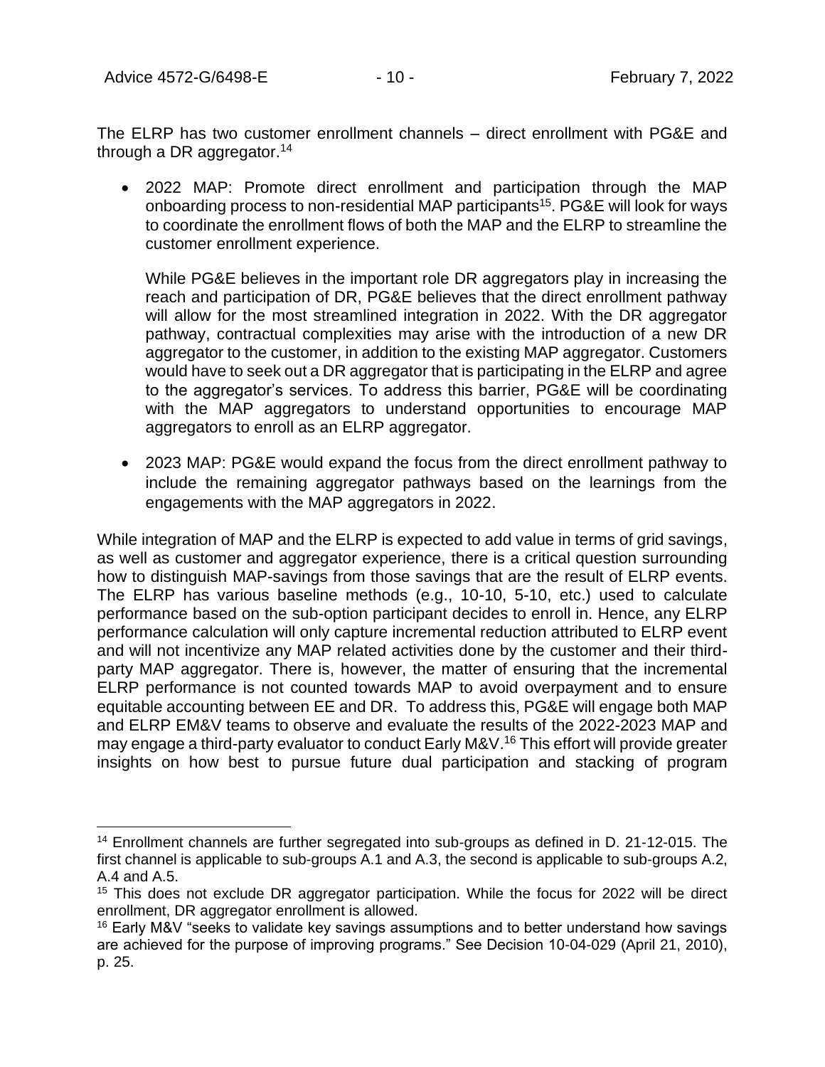The ELRP has two customer enrollment channels – direct enrollment with PG&E and through a DR aggregator.[14]

- 2022 MAP: Promote direct enrollment and participation through the MAP onboarding process to non-residential MAP participants[15]. PG&E will look for ways to coordinate the enrollment flows of both the MAP and the ELRP to streamline the customer enrollment experience.

  While PG&E believes in the important role DR aggregators play in increasing the reach and participation of DR, PG&E believes that the direct enrollment pathway will allow for the most streamlined integration in 2022. With the DR aggregator pathway, contractual complexities may arise with the introduction of a new DR aggregator to the customer, in addition to the existing MAP aggregator. Customers would have to seek out a DR aggregator that is participating in the ELRP and agree to the aggregator's services. To address this barrier, PG&E will be coordinating with the MAP aggregators to understand opportunities to encourage MAP aggregators to enroll as an ELRP aggregator.

- 2023 MAP: PG&E would expand the focus from the direct enrollment pathway to include the remaining aggregator pathways based on the learnings from the engagements with the MAP aggregators in 2022.

While integration of MAP and the ELRP is expected to add value in terms of grid savings, as well as customer and aggregator experience, there is a critical question surrounding how to distinguish MAP-savings from those savings that are the result of ELRP events. The ELRP has various baseline methods (e.g., 10-10, 5-10, etc.) used to calculate performance based on the sub-option participant decides to enroll in. Hence, any ELRP performance calculation will only capture incremental reduction attributed to ELRP event and will not incentivize any MAP related activities done by the customer and their third-party MAP aggregator. There is, however, the matter of ensuring that the incremental ELRP performance is not counted towards MAP to avoid overpayment and to ensure equitable accounting between EE and DR. To address this, PG&E will engage both MAP and ELRP EM&V teams to observe and evaluate the results of the 2022-2023 MAP and may engage a third-party evaluator to conduct Early M&V.[16] This effort will provide greater insights on how best to pursue future dual participation and stacking of program

---

[14] Enrollment channels are further segregated into sub-groups as defined in D. 21-12-015. The first channel is applicable to sub-groups A.1 and A.3, the second is applicable to sub-groups A.2, A.4 and A.5.

[15] This does not exclude DR aggregator participation. While the focus for 2022 will be direct enrollment, DR aggregator enrollment is allowed.

[16] Early M&V "seeks to validate key savings assumptions and to better understand how savings are achieved for the purpose of improving programs." See Decision 10-04-029 (April 21, 2010), p. 25.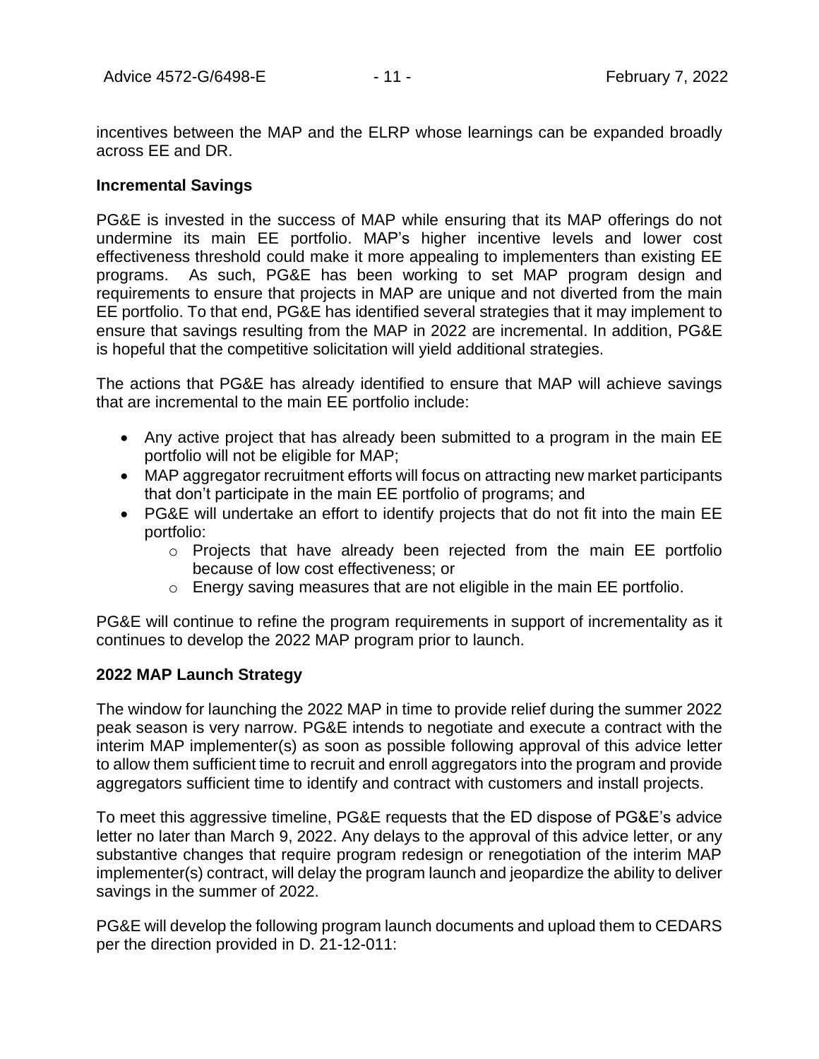incentives between the MAP and the ELRP whose learnings can be expanded broadly across EE and DR.

**Incremental Savings**

PG&E is invested in the success of MAP while ensuring that its MAP offerings do not undermine its main EE portfolio. MAP's higher incentive levels and lower cost effectiveness threshold could make it more appealing to implementers than existing EE programs. As such, PG&E has been working to set MAP program design and requirements to ensure that projects in MAP are unique and not diverted from the main EE portfolio. To that end, PG&E has identified several strategies that it may implement to ensure that savings resulting from the MAP in 2022 are incremental. In addition, PG&E is hopeful that the competitive solicitation will yield additional strategies.

The actions that PG&E has already identified to ensure that MAP will achieve savings that are incremental to the main EE portfolio include:

- Any active project that has already been submitted to a program in the main EE portfolio will not be eligible for MAP;
- MAP aggregator recruitment efforts will focus on attracting new market participants that don't participate in the main EE portfolio of programs; and
- PG&E will undertake an effort to identify projects that do not fit into the main EE portfolio:
  - Projects that have already been rejected from the main EE portfolio because of low cost effectiveness; or
  - Energy saving measures that are not eligible in the main EE portfolio.

PG&E will continue to refine the program requirements in support of incrementality as it continues to develop the 2022 MAP program prior to launch.

**2022 MAP Launch Strategy**

The window for launching the 2022 MAP in time to provide relief during the summer 2022 peak season is very narrow. PG&E intends to negotiate and execute a contract with the interim MAP implementer(s) as soon as possible following approval of this advice letter to allow them sufficient time to recruit and enroll aggregators into the program and provide aggregators sufficient time to identify and contract with customers and install projects.

To meet this aggressive timeline, PG&E requests that the ED dispose of PG&E's advice letter no later than March 9, 2022. Any delays to the approval of this advice letter, or any substantive changes that require program redesign or renegotiation of the interim MAP implementer(s) contract, will delay the program launch and jeopardize the ability to deliver savings in the summer of 2022.

PG&E will develop the following program launch documents and upload them to CEDARS per the direction provided in D. 21-12-011: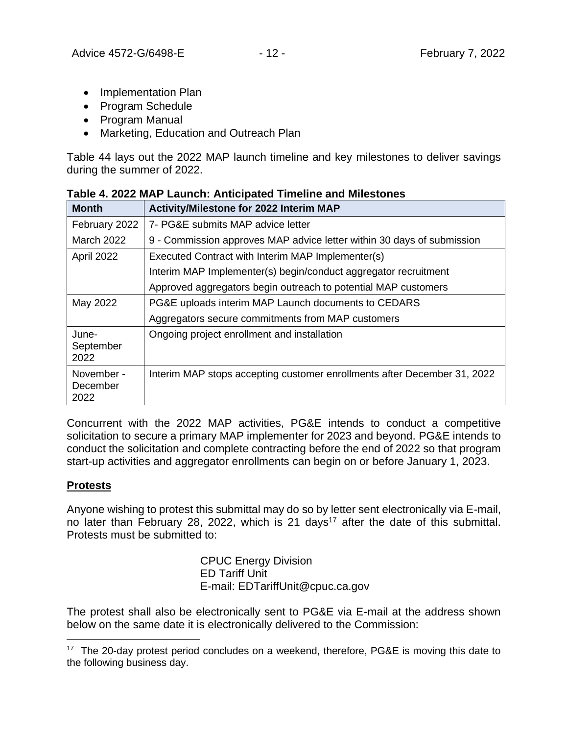- Implementation Plan
- Program Schedule
- Program Manual
- Marketing, Education and Outreach Plan

Table 44 lays out the 2022 MAP launch timeline and key milestones to deliver savings during the summer of 2022.

**Table 4. 2022 MAP Launch: Anticipated Timeline and Milestones**

| Month | Activity/Milestone for 2022 Interim MAP |
|---|---|
| February 2022 | 7- PG&E submits MAP advice letter |
| March 2022 | 9 - Commission approves MAP advice letter within 30 days of submission |
| April 2022 | Executed Contract with Interim MAP Implementer(s)<br>Interim MAP Implementer(s) begin/conduct aggregator recruitment<br>Approved aggregators begin outreach to potential MAP customers |
| May 2022 | PG&E uploads interim MAP Launch documents to CEDARS<br>Aggregators secure commitments from MAP customers |
| June-September 2022 | Ongoing project enrollment and installation |
| November - December 2022 | Interim MAP stops accepting customer enrollments after December 31, 2022 |

Concurrent with the 2022 MAP activities, PG&E intends to conduct a competitive solicitation to secure a primary MAP implementer for 2023 and beyond. PG&E intends to conduct the solicitation and complete contracting before the end of 2022 so that program start-up activities and aggregator enrollments can begin on or before January 1, 2023.

## Protests

Anyone wishing to protest this submittal may do so by letter sent electronically via E-mail, no later than February 28, 2022, which is 21 days[17] after the date of this submittal. Protests must be submitted to:

CPUC Energy Division
ED Tariff Unit
E-mail: EDTariffUnit@cpuc.ca.gov

The protest shall also be electronically sent to PG&E via E-mail at the address shown below on the same date it is electronically delivered to the Commission:

[17] The 20-day protest period concludes on a weekend, therefore, PG&E is moving this date to the following business day.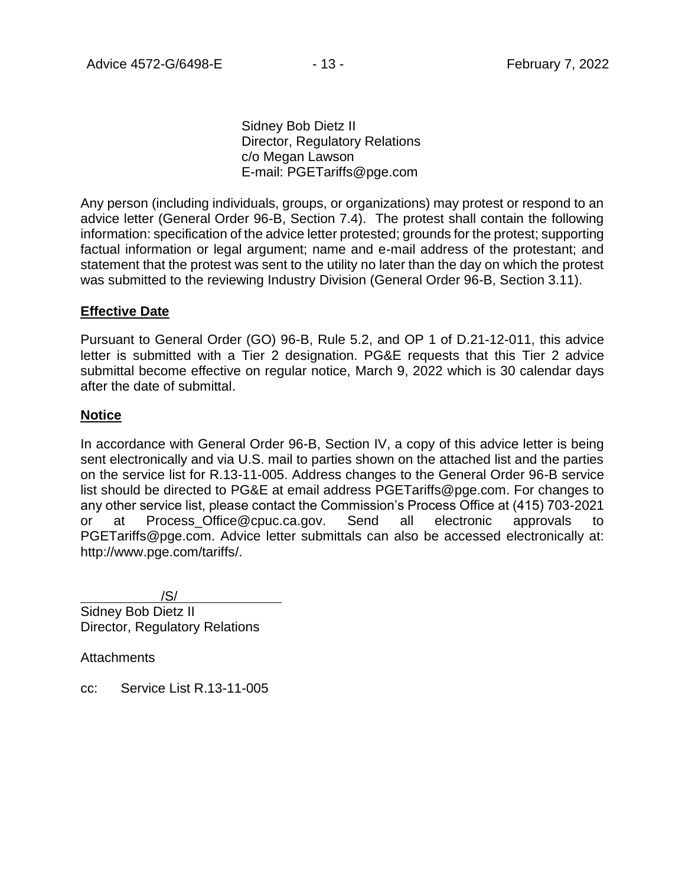Sidney Bob Dietz II
Director, Regulatory Relations
c/o Megan Lawson
E-mail: PGETariffs@pge.com

Any person (including individuals, groups, or organizations) may protest or respond to an advice letter (General Order 96-B, Section 7.4). The protest shall contain the following information: specification of the advice letter protested; grounds for the protest; supporting factual information or legal argument; name and e-mail address of the protestant; and statement that the protest was sent to the utility no later than the day on which the protest was submitted to the reviewing Industry Division (General Order 96-B, Section 3.11).

**Effective Date**

Pursuant to General Order (GO) 96-B, Rule 5.2, and OP 1 of D.21-12-011, this advice letter is submitted with a Tier 2 designation. PG&E requests that this Tier 2 advice submittal become effective on regular notice, March 9, 2022 which is 30 calendar days after the date of submittal.

**Notice**

In accordance with General Order 96-B, Section IV, a copy of this advice letter is being sent electronically and via U.S. mail to parties shown on the attached list and the parties on the service list for R.13-11-005. Address changes to the General Order 96-B service list should be directed to PG&E at email address PGETariffs@pge.com. For changes to any other service list, please contact the Commission's Process Office at (415) 703-2021 or at Process_Office@cpuc.ca.gov. Send all electronic approvals to PGETariffs@pge.com. Advice letter submittals can also be accessed electronically at: http://www.pge.com/tariffs/.

/S/

Sidney Bob Dietz II
Director, Regulatory Relations

Attachments

cc: Service List R.13-11-005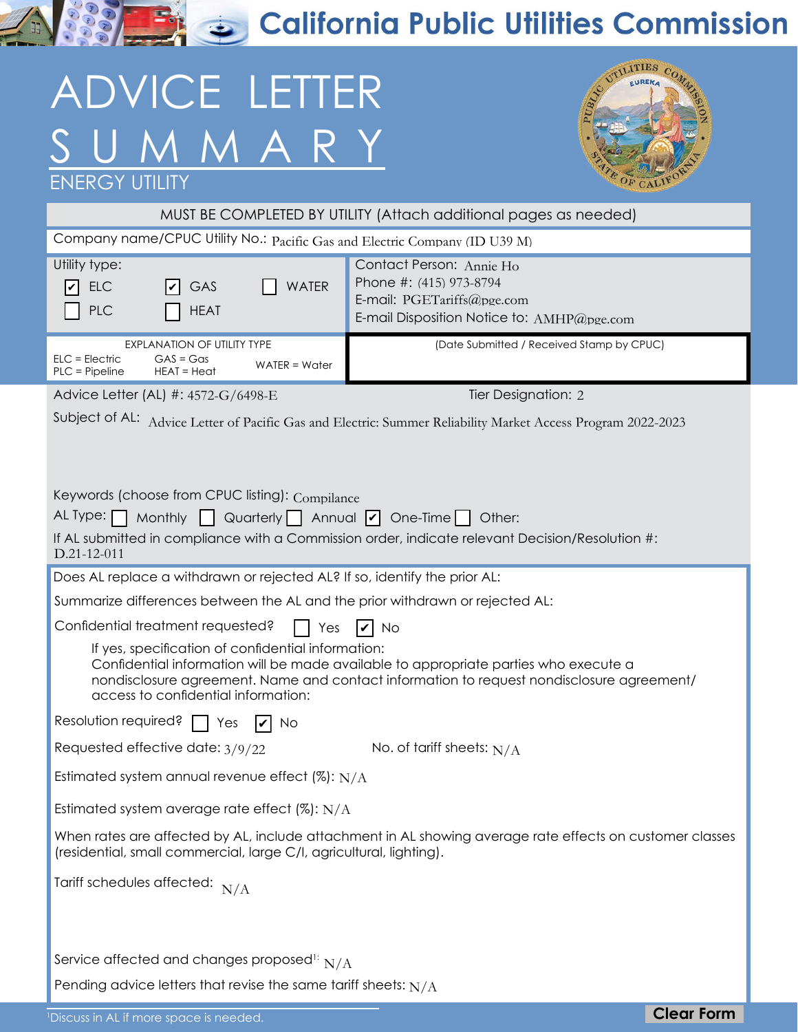# California Public Utilities Commission

# ADVICE LETTER SUMMARY

## ENERGY UTILITY

**MUST BE COMPLETED BY UTILITY (Attach additional pages as needed)**

Company name/CPUC Utility No.: Pacific Gas and Electric Company (ID U39 M)

Utility type:
- [x] ELC
- [x] GAS
- [ ] WATER
- [ ] PLC
- [ ] HEAT

Contact Person: Annie Ho
Phone #: (415) 973-8794
E-mail: PGETariffs@pge.com
E-mail Disposition Notice to: AMHP@pge.com

EXPLANATION OF UTILITY TYPE

| | | |
|---|---|---|
| ELC = Electric | GAS = Gas | WATER = Water |
| PLC = Pipeline | HEAT = Heat | |

(Date Submitted / Received Stamp by CPUC)

Advice Letter (AL) #: 4572-G/6498-E

Tier Designation: 2

Subject of AL: Advice Letter of Pacific Gas and Electric: Summer Reliability Market Access Program 2022-2023

Keywords (choose from CPUC listing): Compliance

AL Type: [ ] Monthly [ ] Quarterly [ ] Annual [x] One-Time [ ] Other:

If AL submitted in compliance with a Commission order, indicate relevant Decision/Resolution #:
D.21-12-011

Does AL replace a withdrawn or rejected AL? If so, identify the prior AL:

Summarize differences between the AL and the prior withdrawn or rejected AL:

Confidential treatment requested? [ ] Yes [x] No

If yes, specification of confidential information:
Confidential information will be made available to appropriate parties who execute a nondisclosure agreement. Name and contact information to request nondisclosure agreement/ access to confidential information:

Resolution required? [ ] Yes [x] No

Requested effective date: 3/9/22

No. of tariff sheets: N/A

Estimated system annual revenue effect (%): N/A

Estimated system average rate effect (%): N/A

When rates are affected by AL, include attachment in AL showing average rate effects on customer classes (residential, small commercial, large C/I, agricultural, lighting).

Tariff schedules affected: N/A

Service affected and changes proposed[1]: N/A

Pending advice letters that revise the same tariff sheets: N/A

[1]Discuss in AL if more space is needed.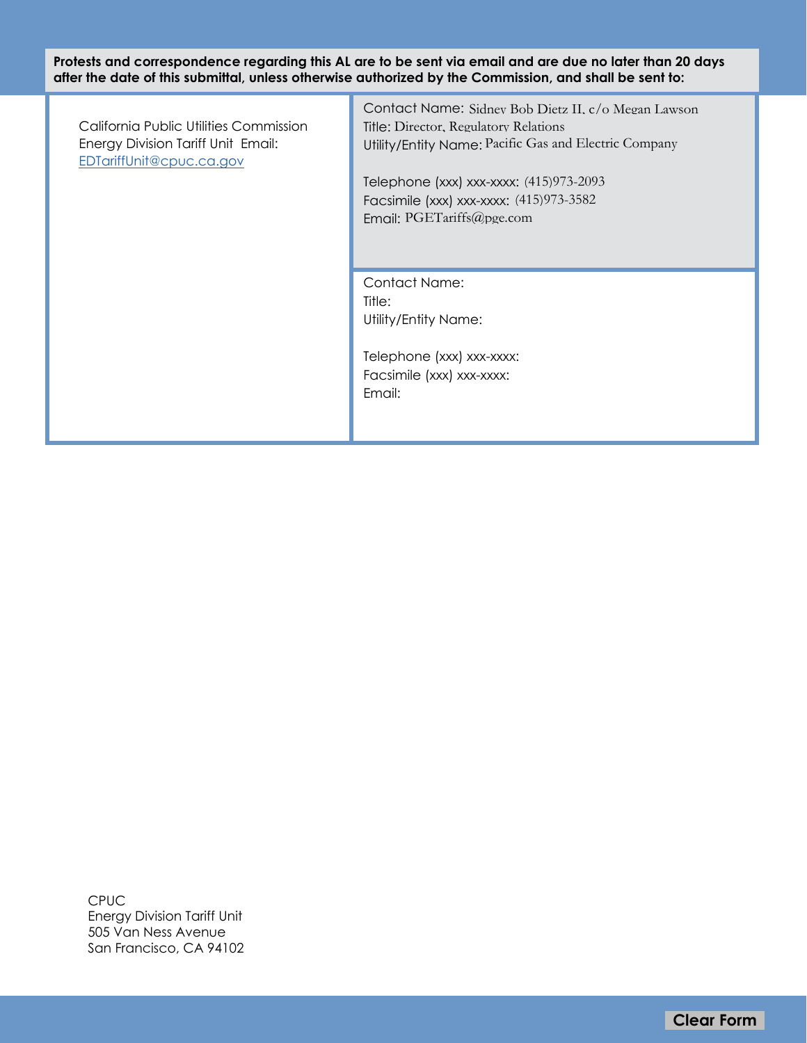**Protests and correspondence regarding this AL are to be sent via email and are due no later than 20 days after the date of this submittal, unless otherwise authorized by the Commission, and shall be sent to:**

| | |
|---|---|
| California Public Utilities Commission<br>Energy Division Tariff Unit Email:<br>EDTariffUnit@cpuc.ca.gov | Contact Name: Sidney Bob Dietz II, c/o Megan Lawson<br>Title: Director, Regulatory Relations<br>Utility/Entity Name: Pacific Gas and Electric Company<br><br>Telephone (xxx) xxx-xxxx: (415)973-2093<br>Facsimile (xxx) xxx-xxxx: (415)973-3582<br>Email: PGETariffs@pge.com |
| | Contact Name:<br>Title:<br>Utility/Entity Name:<br><br>Telephone (xxx) xxx-xxxx:<br>Facsimile (xxx) xxx-xxxx:<br>Email: |

CPUC
Energy Division Tariff Unit
505 Van Ness Avenue
San Francisco, CA 94102

Clear Form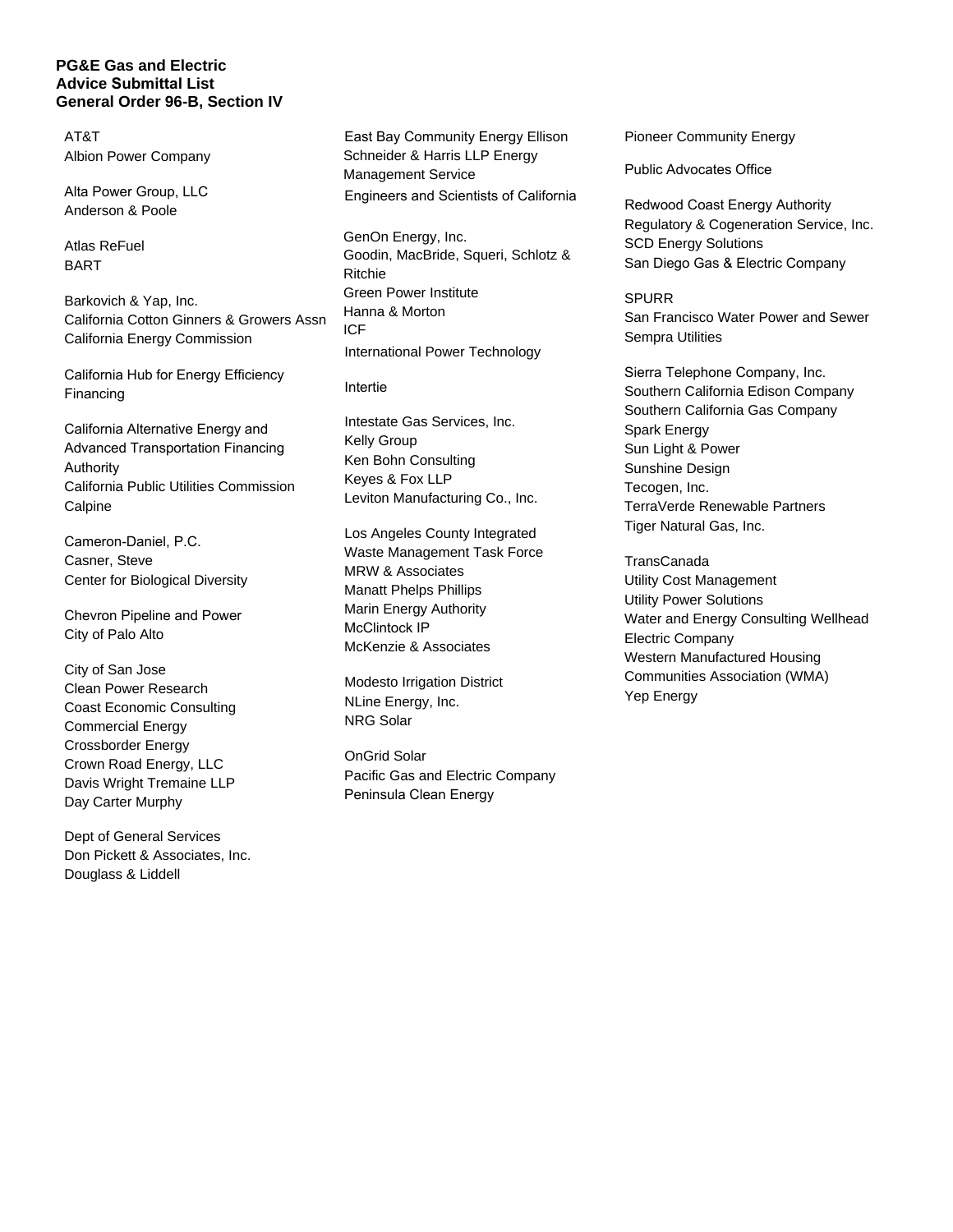**PG&E Gas and Electric**
**Advice Submittal List**
**General Order 96-B, Section IV**

AT&T
Albion Power Company

Alta Power Group, LLC
Anderson & Poole

Atlas ReFuel
BART

Barkovich & Yap, Inc.
California Cotton Ginners & Growers Assn
California Energy Commission

California Hub for Energy Efficiency Financing

California Alternative Energy and Advanced Transportation Financing Authority
California Public Utilities Commission
Calpine

Cameron-Daniel, P.C.
Casner, Steve
Center for Biological Diversity

Chevron Pipeline and Power
City of Palo Alto

City of San Jose
Clean Power Research
Coast Economic Consulting
Commercial Energy
Crossborder Energy
Crown Road Energy, LLC
Davis Wright Tremaine LLP
Day Carter Murphy

Dept of General Services
Don Pickett & Associates, Inc.
Douglass & Liddell

East Bay Community Energy Ellison
Schneider & Harris LLP Energy
Management Service
Engineers and Scientists of California

GenOn Energy, Inc.
Goodin, MacBride, Squeri, Schlotz & Ritchie
Green Power Institute
Hanna & Morton
ICF
International Power Technology

Intertie

Intestate Gas Services, Inc.
Kelly Group
Ken Bohn Consulting
Keyes & Fox LLP
Leviton Manufacturing Co., Inc.

Los Angeles County Integrated Waste Management Task Force
MRW & Associates
Manatt Phelps Phillips
Marin Energy Authority
McClintock IP
McKenzie & Associates

Modesto Irrigation District
NLine Energy, Inc.
NRG Solar

OnGrid Solar
Pacific Gas and Electric Company
Peninsula Clean Energy

Pioneer Community Energy

Public Advocates Office

Redwood Coast Energy Authority
Regulatory & Cogeneration Service, Inc.
SCD Energy Solutions
San Diego Gas & Electric Company

SPURR
San Francisco Water Power and Sewer
Sempra Utilities

Sierra Telephone Company, Inc.
Southern California Edison Company
Southern California Gas Company
Spark Energy
Sun Light & Power
Sunshine Design
Tecogen, Inc.
TerraVerde Renewable Partners
Tiger Natural Gas, Inc.

TransCanada
Utility Cost Management
Utility Power Solutions
Water and Energy Consulting Wellhead Electric Company
Western Manufactured Housing Communities Association (WMA)
Yep Energy